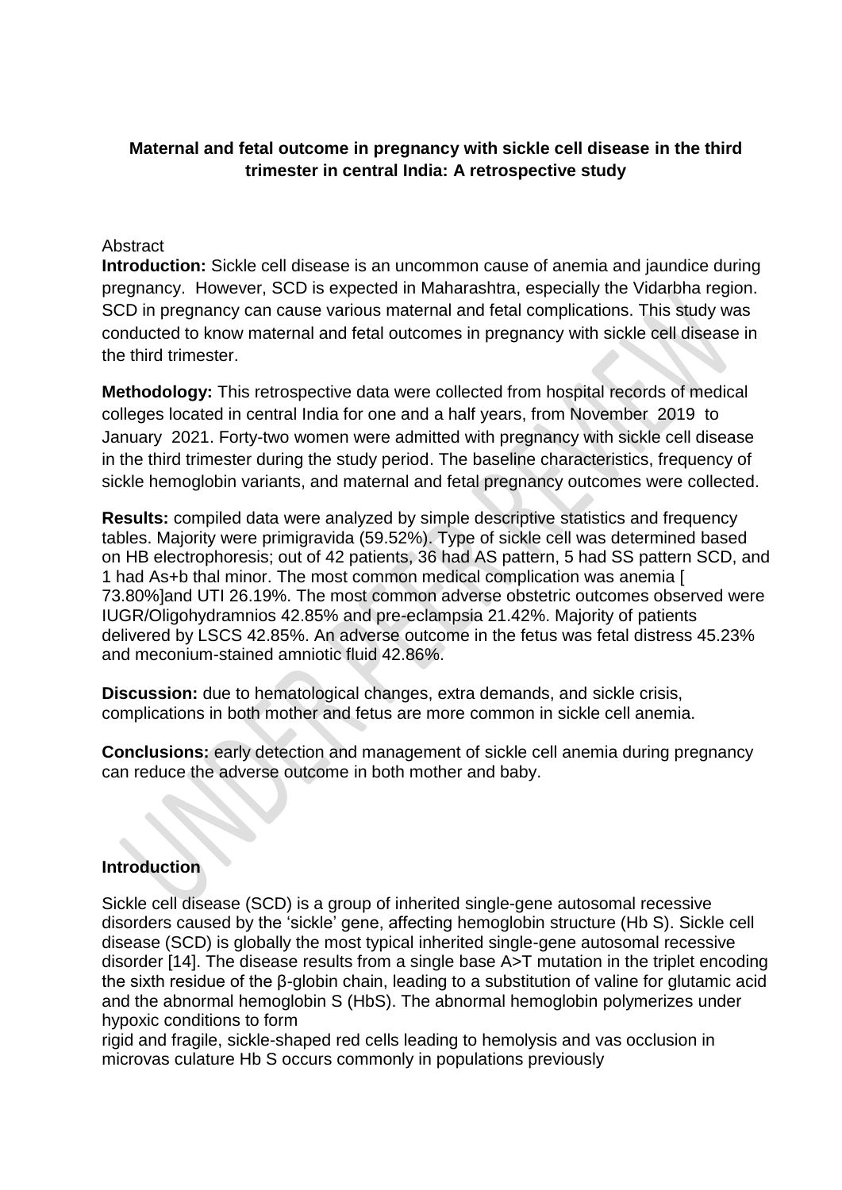**Maternal and fetal outcome in pregnancy with sickle cell disease in the third trimester in central India: A retrospective study**

Abstract

**Introduction:** Sickle cell disease is an uncommon cause of anemia and jaundice during pregnancy. However, SCD is expected in Maharashtra, especially the Vidarbha region. SCD in pregnancy can cause various maternal and fetal complications. This study was conducted to know maternal and fetal outcomes in pregnancy with sickle cell disease in the third trimester.

**Methodology:** This retrospective data were collected from hospital records of medical colleges located in central India for one and a half years, from November 2019 to January 2021. Forty-two women were admitted with pregnancy with sickle cell disease in the third trimester during the study period. The baseline characteristics, frequency of sickle hemoglobin variants, and maternal and fetal pregnancy outcomes were collected.

**Results:** compiled data were analyzed by simple descriptive statistics and frequency tables. Majority were primigravida (59.52%). Type of sickle cell was determined based on HB electrophoresis; out of 42 patients, 36 had AS pattern, 5 had SS pattern SCD, and 1 had As+b thal minor. The most common medical complication was anemia [ 73.80%]and UTI 26.19%. The most common adverse obstetric outcomes observed were IUGR/Oligohydramnios 42.85% and pre-eclampsia 21.42%. Majority of patients delivered by LSCS 42.85%. An adverse outcome in the fetus was fetal distress 45.23% and meconium-stained amniotic fluid 42.86%.

**Discussion:** due to hematological changes, extra demands, and sickle crisis, complications in both mother and fetus are more common in sickle cell anemia.

**Conclusions:** early detection and management of sickle cell anemia during pregnancy can reduce the adverse outcome in both mother and baby.

## Introduction

Sickle cell disease (SCD) is a group of inherited single-gene autosomal recessive disorders caused by the 'sickle' gene, affecting hemoglobin structure (Hb S). Sickle cell disease (SCD) is globally the most typical inherited single-gene autosomal recessive disorder [14]. The disease results from a single base A>T mutation in the triplet encoding the sixth residue of the β-globin chain, leading to a substitution of valine for glutamic acid and the abnormal hemoglobin S (HbS). The abnormal hemoglobin polymerizes under hypoxic conditions to form rigid and fragile, sickle-shaped red cells leading to hemolysis and vas occlusion in microvas culature Hb S occurs commonly in populations previously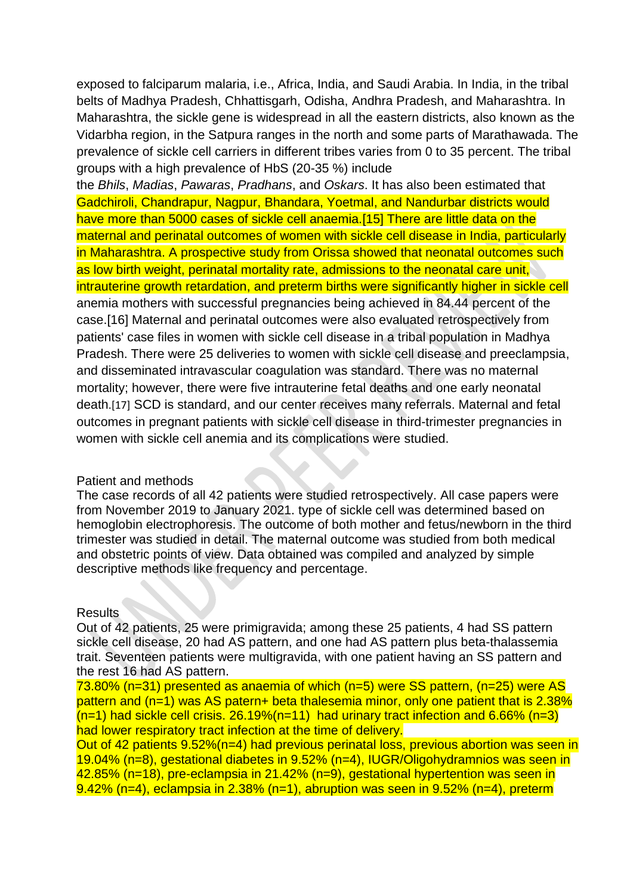exposed to falciparum malaria, i.e., Africa, India, and Saudi Arabia. In India, in the tribal belts of Madhya Pradesh, Chhattisgarh, Odisha, Andhra Pradesh, and Maharashtra. In Maharashtra, the sickle gene is widespread in all the eastern districts, also known as the Vidarbha region, in the Satpura ranges in the north and some parts of Marathawada. The prevalence of sickle cell carriers in different tribes varies from 0 to 35 percent. The tribal groups with a high prevalence of HbS (20-35 %) include the *Bhils*, *Madias*, *Pawaras*, *Pradhans*, and *Oskars*. It has also been estimated that Gadchiroli, Chandrapur, Nagpur, Bhandara, Yoetmal, and Nandurbar districts would have more than 5000 cases of sickle cell anaemia.[15] There are little data on the maternal and perinatal outcomes of women with sickle cell disease in India, particularly in Maharashtra. A prospective study from Orissa showed that neonatal outcomes such as low birth weight, perinatal mortality rate, admissions to the neonatal care unit, intrauterine growth retardation, and preterm births were significantly higher in sickle cell anemia mothers with successful pregnancies being achieved in 84.44 percent of the case.[16] Maternal and perinatal outcomes were also evaluated retrospectively from patients' case files in women with sickle cell disease in a tribal population in Madhya Pradesh. There were 25 deliveries to women with sickle cell disease and preeclampsia, and disseminated intravascular coagulation was standard. There was no maternal mortality; however, there were five intrauterine fetal deaths and one early neonatal death.[17] SCD is standard, and our center receives many referrals. Maternal and fetal outcomes in pregnant patients with sickle cell disease in third-trimester pregnancies in women with sickle cell anemia and its complications were studied.

## Patient and methods

The case records of all 42 patients were studied retrospectively. All case papers were from November 2019 to January 2021. type of sickle cell was determined based on hemoglobin electrophoresis. The outcome of both mother and fetus/newborn in the third trimester was studied in detail. The maternal outcome was studied from both medical and obstetric points of view. Data obtained was compiled and analyzed by simple descriptive methods like frequency and percentage.

## Results

Out of 42 patients, 25 were primigravida; among these 25 patients, 4 had SS pattern sickle cell disease, 20 had AS pattern, and one had AS pattern plus beta-thalassemia trait. Seventeen patients were multigravida, with one patient having an SS pattern and the rest 16 had AS pattern.

73.80% (n=31) presented as anaemia of which (n=5) were SS pattern, (n=25) were AS pattern and (n=1) was AS patern+ beta thalesemia minor, only one patient that is 2.38% (n=1) had sickle cell crisis. 26.19%(n=11) had urinary tract infection and 6.66% (n=3) had lower respiratory tract infection at the time of delivery.

Out of 42 patients 9.52%(n=4) had previous perinatal loss, previous abortion was seen in 19.04% (n=8), gestational diabetes in 9.52% (n=4), IUGR/Oligohydramnios was seen in 42.85% (n=18), pre-eclampsia in 21.42% (n=9), gestational hypertention was seen in 9.42% (n=4), eclampsia in 2.38% (n=1), abruption was seen in 9.52% (n=4), preterm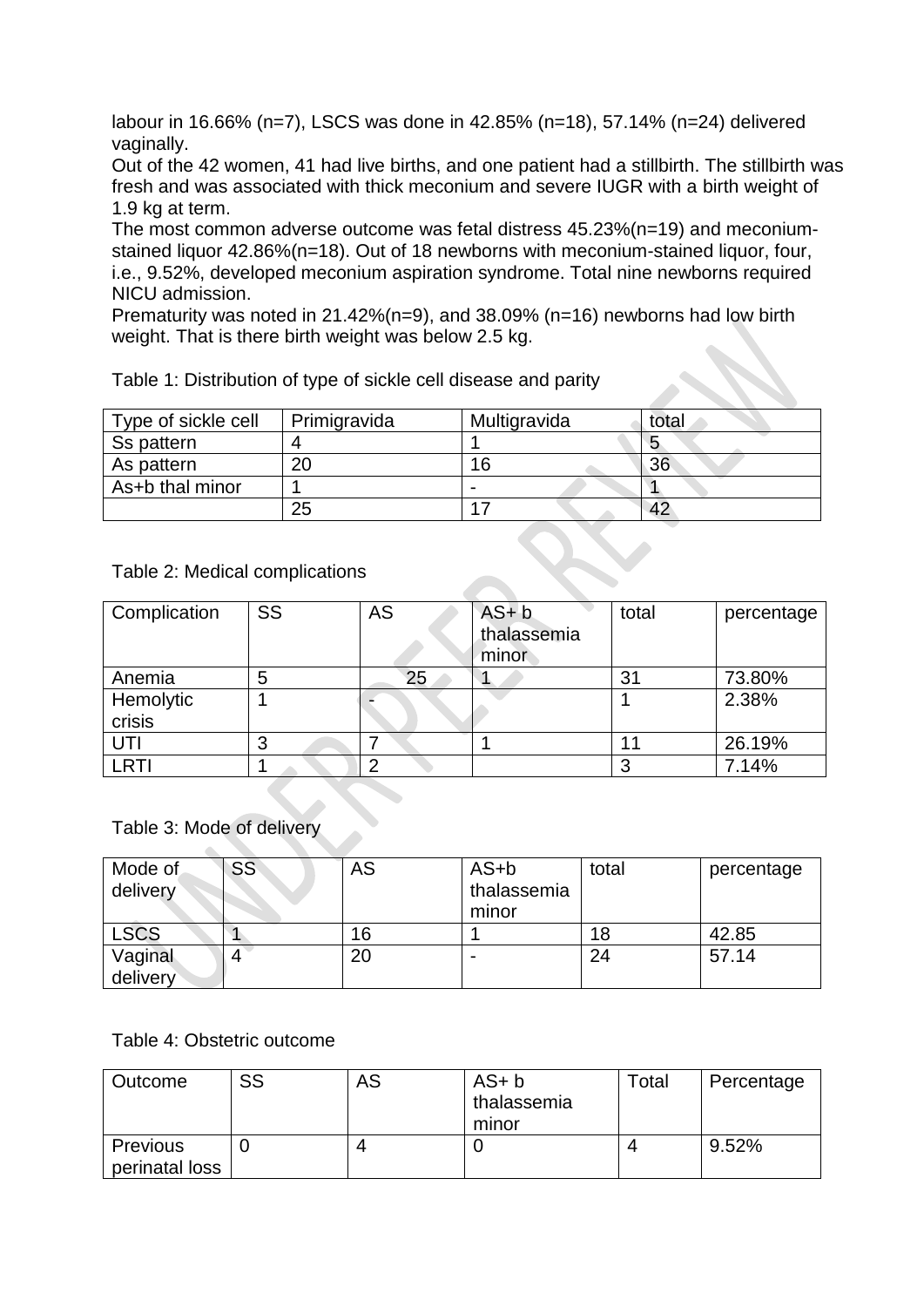labour in 16.66% (n=7), LSCS was done in 42.85% (n=18), 57.14% (n=24) delivered vaginally.

Out of the 42 women, 41 had live births, and one patient had a stillbirth. The stillbirth was fresh and was associated with thick meconium and severe IUGR with a birth weight of 1.9 kg at term.

The most common adverse outcome was fetal distress 45.23%(n=19) and meconium-stained liquor 42.86%(n=18). Out of 18 newborns with meconium-stained liquor, four, i.e., 9.52%, developed meconium aspiration syndrome. Total nine newborns required NICU admission.

Prematurity was noted in 21.42%(n=9), and 38.09% (n=16) newborns had low birth weight. That is there birth weight was below 2.5 kg.

Table 1: Distribution of type of sickle cell disease and parity

| Type of sickle cell | Primigravida | Multigravida | total |
|---|---|---|---|
| Ss pattern | 4 | 1 | 5 |
| As pattern | 20 | 16 | 36 |
| As+b thal minor | 1 | - | 1 |
| | 25 | 17 | 42 |

Table 2: Medical complications

| Complication | SS | AS | AS+ b thalassemia minor | total | percentage |
|---|---|---|---|---|---|
| Anemia | 5 | 25 | 1 | 31 | 73.80% |
| Hemolytic crisis | 1 | - | | 1 | 2.38% |
| UTI | 3 | 7 | 1 | 11 | 26.19% |
| LRTI | 1 | 2 | | 3 | 7.14% |

Table 3: Mode of delivery

| Mode of delivery | SS | AS | AS+b thalassemia minor | total | percentage |
|---|---|---|---|---|---|
| LSCS | 1 | 16 | 1 | 18 | 42.85 |
| Vaginal delivery | 4 | 20 | - | 24 | 57.14 |

Table 4: Obstetric outcome

| Outcome | SS | AS | AS+ b thalassemia minor | Total | Percentage |
|---|---|---|---|---|---|
| Previous perinatal loss | 0 | 4 | 0 | 4 | 9.52% |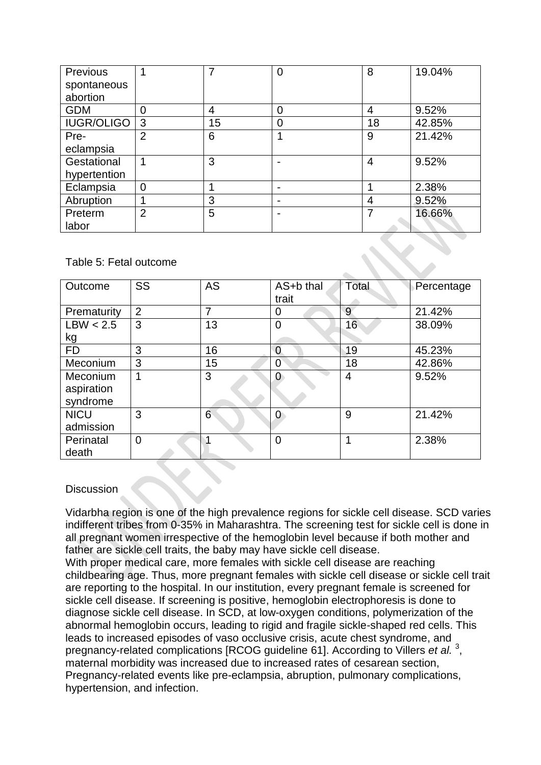| Previous spontaneous abortion | 1 | 7 | 0 | 8 | 19.04% |
|---|---|---|---|---|---|
| GDM | 0 | 4 | 0 | 4 | 9.52% |
| IUGR/OLIGO | 3 | 15 | 0 | 18 | 42.85% |
| Pre-eclampsia | 2 | 6 | 1 | 9 | 21.42% |
| Gestational hypertention | 1 | 3 | - | 4 | 9.52% |
| Eclampsia | 0 | 1 | - | 1 | 2.38% |
| Abruption | 1 | 3 | - | 4 | 9.52% |
| Preterm labor | 2 | 5 | - | 7 | 16.66% |

Table 5: Fetal outcome

| Outcome | SS | AS | AS+b thal trait | Total | Percentage |
|---|---|---|---|---|---|
| Prematurity | 2 | 7 | 0 | 9 | 21.42% |
| LBW < 2.5 kg | 3 | 13 | 0 | 16 | 38.09% |
| FD | 3 | 16 | 0 | 19 | 45.23% |
| Meconium | 3 | 15 | 0 | 18 | 42.86% |
| Meconium aspiration syndrome | 1 | 3 | 0 | 4 | 9.52% |
| NICU admission | 3 | 6 | 0 | 9 | 21.42% |
| Perinatal death | 0 | 1 | 0 | 1 | 2.38% |

## Discussion

Vidarbha region is one of the high prevalence regions for sickle cell disease. SCD varies indifferent tribes from 0-35% in Maharashtra. The screening test for sickle cell is done in all pregnant women irrespective of the hemoglobin level because if both mother and father are sickle cell traits, the baby may have sickle cell disease.
With proper medical care, more females with sickle cell disease are reaching childbearing age. Thus, more pregnant females with sickle cell disease or sickle cell trait are reporting to the hospital. In our institution, every pregnant female is screened for sickle cell disease. If screening is positive, hemoglobin electrophoresis is done to diagnose sickle cell disease. In SCD, at low-oxygen conditions, polymerization of the abnormal hemoglobin occurs, leading to rigid and fragile sickle-shaped red cells. This leads to increased episodes of vaso occlusive crisis, acute chest syndrome, and pregnancy-related complications [RCOG guideline 61]. According to Villers *et al.* [3], maternal morbidity was increased due to increased rates of cesarean section, Pregnancy-related events like pre-eclampsia, abruption, pulmonary complications, hypertension, and infection.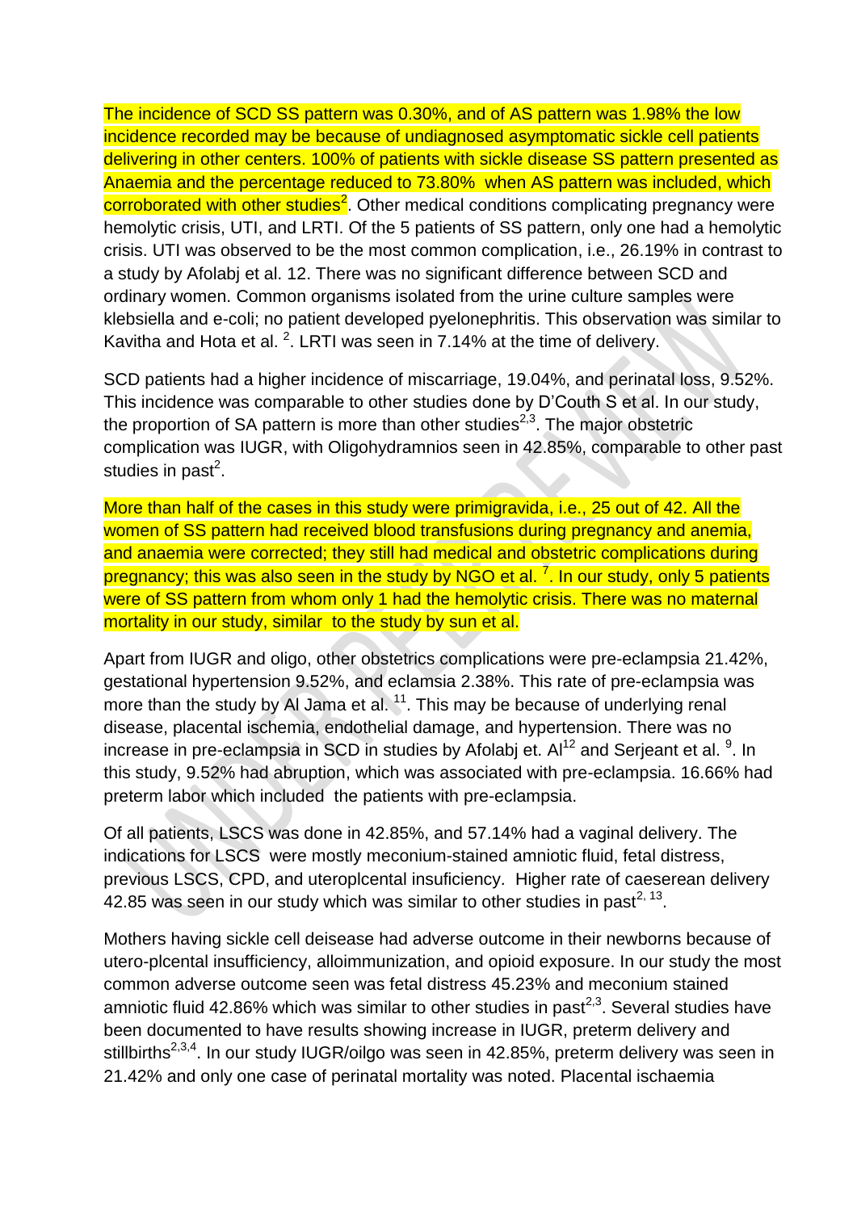The incidence of SCD SS pattern was 0.30%, and of AS pattern was 1.98% the low incidence recorded may be because of undiagnosed asymptomatic sickle cell patients delivering in other centers. 100% of patients with sickle disease SS pattern presented as Anaemia and the percentage reduced to 73.80% when AS pattern was included, which corroborated with other studies[2]. Other medical conditions complicating pregnancy were hemolytic crisis, UTI, and LRTI. Of the 5 patients of SS pattern, only one had a hemolytic crisis. UTI was observed to be the most common complication, i.e., 26.19% in contrast to a study by Afolabj et al. 12. There was no significant difference between SCD and ordinary women. Common organisms isolated from the urine culture samples were klebsiella and e-coli; no patient developed pyelonephritis. This observation was similar to Kavitha and Hota et al. [2]. LRTI was seen in 7.14% at the time of delivery.

SCD patients had a higher incidence of miscarriage, 19.04%, and perinatal loss, 9.52%. This incidence was comparable to other studies done by D'Couth S et al. In our study, the proportion of SA pattern is more than other studies[2,3]. The major obstetric complication was IUGR, with Oligohydramnios seen in 42.85%, comparable to other past studies in past[2].

More than half of the cases in this study were primigravida, i.e., 25 out of 42. All the women of SS pattern had received blood transfusions during pregnancy and anemia, and anaemia were corrected; they still had medical and obstetric complications during pregnancy; this was also seen in the study by NGO et al. [7]. In our study, only 5 patients were of SS pattern from whom only 1 had the hemolytic crisis. There was no maternal mortality in our study, similar to the study by sun et al.

Apart from IUGR and oligo, other obstetrics complications were pre-eclampsia 21.42%, gestational hypertension 9.52%, and eclamsia 2.38%. This rate of pre-eclampsia was more than the study by Al Jama et al. [11]. This may be because of underlying renal disease, placental ischemia, endothelial damage, and hypertension. There was no increase in pre-eclampsia in SCD in studies by Afolabj et. Al[12] and Serjeant et al. [9]. In this study, 9.52% had abruption, which was associated with pre-eclampsia. 16.66% had preterm labor which included the patients with pre-eclampsia.

Of all patients, LSCS was done in 42.85%, and 57.14% had a vaginal delivery. The indications for LSCS were mostly meconium-stained amniotic fluid, fetal distress, previous LSCS, CPD, and uteroplcental insuficiency. Higher rate of caeserean delivery 42.85 was seen in our study which was similar to other studies in past[2, 13].

Mothers having sickle cell deisease had adverse outcome in their newborns because of utero-plcental insufficiency, alloimmunization, and opioid exposure. In our study the most common adverse outcome seen was fetal distress 45.23% and meconium stained amniotic fluid 42.86% which was similar to other studies in past[2,3]. Several studies have been documented to have results showing increase in IUGR, preterm delivery and stillbirths[2,3,4]. In our study IUGR/oilgo was seen in 42.85%, preterm delivery was seen in 21.42% and only one case of perinatal mortality was noted. Placental ischaemia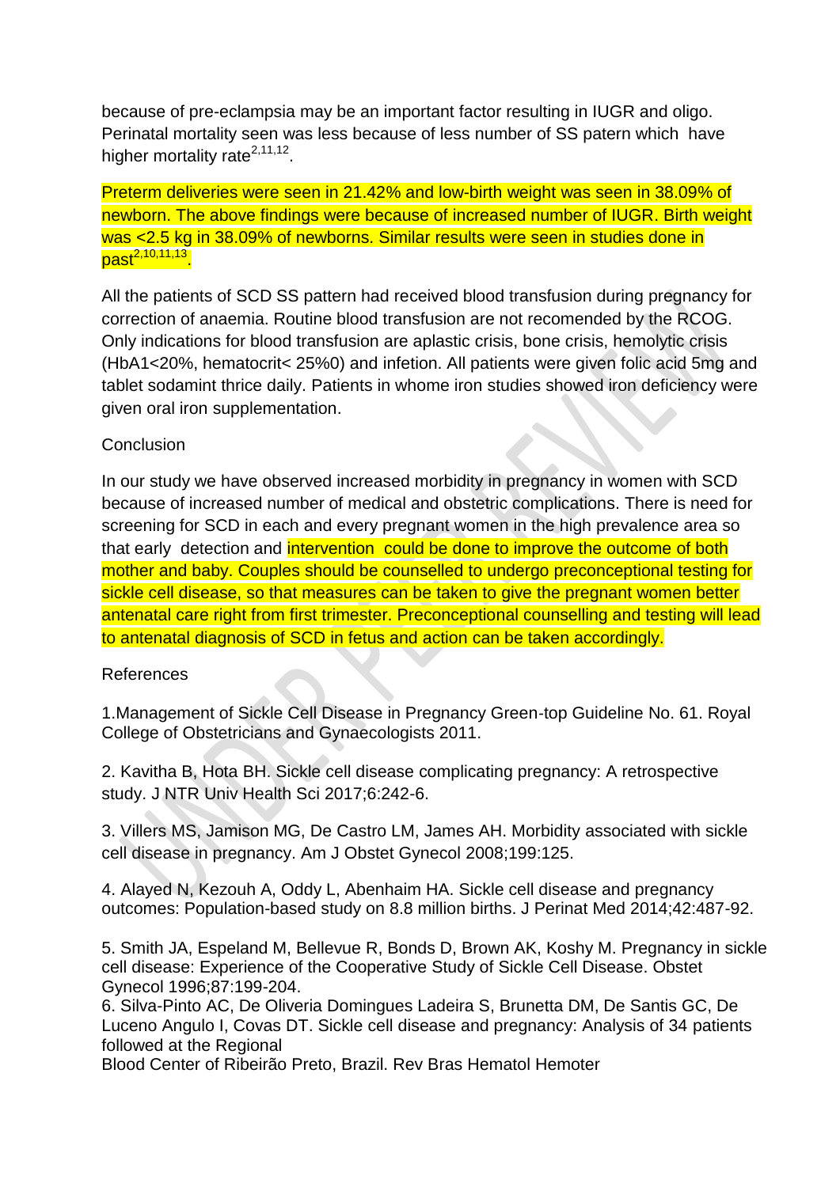because of pre-eclampsia may be an important factor resulting in IUGR and oligo. Perinatal mortality seen was less because of less number of SS patern which have higher mortality rate[2,11,12].

Preterm deliveries were seen in 21.42% and low-birth weight was seen in 38.09% of newborn. The above findings were because of increased number of IUGR. Birth weight was <2.5 kg in 38.09% of newborns. Similar results were seen in studies done in past[2,10,11,13].

All the patients of SCD SS pattern had received blood transfusion during pregnancy for correction of anaemia. Routine blood transfusion are not recomended by the RCOG. Only indications for blood transfusion are aplastic crisis, bone crisis, hemolytic crisis (HbA1<20%, hematocrit< 25%0) and infetion. All patients were given folic acid 5mg and tablet sodamint thrice daily. Patients in whome iron studies showed iron deficiency were given oral iron supplementation.

Conclusion

In our study we have observed increased morbidity in pregnancy in women with SCD because of increased number of medical and obstetric complications. There is need for screening for SCD in each and every pregnant women in the high prevalence area so that early detection and intervention could be done to improve the outcome of both mother and baby. Couples should be counselled to undergo preconceptional testing for sickle cell disease, so that measures can be taken to give the pregnant women better antenatal care right from first trimester. Preconceptional counselling and testing will lead to antenatal diagnosis of SCD in fetus and action can be taken accordingly.

References

1.Management of Sickle Cell Disease in Pregnancy Green-top Guideline No. 61. Royal College of Obstetricians and Gynaecologists 2011.

2. Kavitha B, Hota BH. Sickle cell disease complicating pregnancy: A retrospective study. J NTR Univ Health Sci 2017;6:242-6.

3. Villers MS, Jamison MG, De Castro LM, James AH. Morbidity associated with sickle cell disease in pregnancy. Am J Obstet Gynecol 2008;199:125.

4. Alayed N, Kezouh A, Oddy L, Abenhaim HA. Sickle cell disease and pregnancy outcomes: Population-based study on 8.8 million births. J Perinat Med 2014;42:487-92.

5. Smith JA, Espeland M, Bellevue R, Bonds D, Brown AK, Koshy M. Pregnancy in sickle cell disease: Experience of the Cooperative Study of Sickle Cell Disease. Obstet Gynecol 1996;87:199-204.

6. Silva-Pinto AC, De Oliveria Domingues Ladeira S, Brunetta DM, De Santis GC, De Luceno Angulo I, Covas DT. Sickle cell disease and pregnancy: Analysis of 34 patients followed at the Regional Blood Center of Ribeirão Preto, Brazil. Rev Bras Hematol Hemoter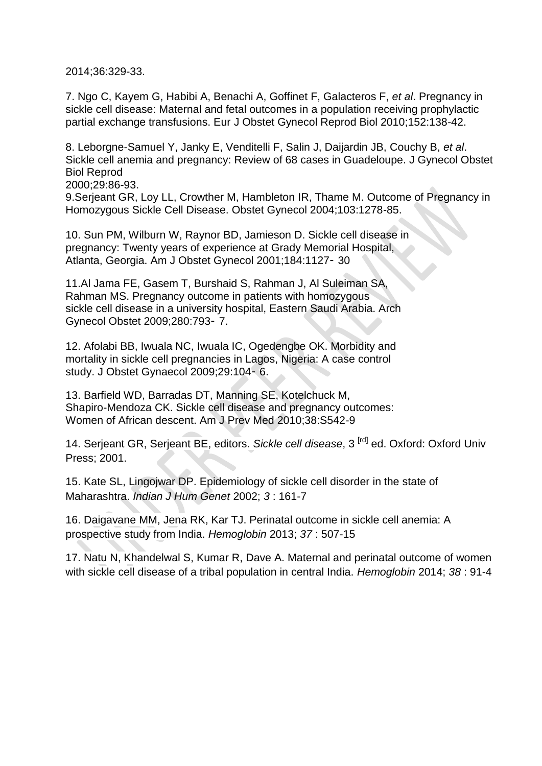2014;36:329-33.

7. Ngo C, Kayem G, Habibi A, Benachi A, Goffinet F, Galacteros F, *et al*. Pregnancy in sickle cell disease: Maternal and fetal outcomes in a population receiving prophylactic partial exchange transfusions. Eur J Obstet Gynecol Reprod Biol 2010;152:138-42.

8. Leborgne-Samuel Y, Janky E, Venditelli F, Salin J, Daijardin JB, Couchy B, *et al*. Sickle cell anemia and pregnancy: Review of 68 cases in Guadeloupe. J Gynecol Obstet Biol Reprod 2000;29:86-93.

9. Serjeant GR, Loy LL, Crowther M, Hambleton IR, Thame M. Outcome of Pregnancy in Homozygous Sickle Cell Disease. Obstet Gynecol 2004;103:1278-85.

10. Sun PM, Wilburn W, Raynor BD, Jamieson D. Sickle cell disease in pregnancy: Twenty years of experience at Grady Memorial Hospital, Atlanta, Georgia. Am J Obstet Gynecol 2001;184:1127‑ 30

11. Al Jama FE, Gasem T, Burshaid S, Rahman J, Al Suleiman SA, Rahman MS. Pregnancy outcome in patients with homozygous sickle cell disease in a university hospital, Eastern Saudi Arabia. Arch Gynecol Obstet 2009;280:793‑ 7.

12. Afolabi BB, Iwuala NC, Iwuala IC, Ogedengbe OK. Morbidity and mortality in sickle cell pregnancies in Lagos, Nigeria: A case control study. J Obstet Gynaecol 2009;29:104‑ 6.

13. Barfield WD, Barradas DT, Manning SE, Kotelchuck M, Shapiro-Mendoza CK. Sickle cell disease and pregnancy outcomes: Women of African descent. Am J Prev Med 2010;38:S542-9

14. Serjeant GR, Serjeant BE, editors. *Sickle cell disease*, 3 [rd] ed. Oxford: Oxford Univ Press; 2001.

15. Kate SL, Lingojwar DP. Epidemiology of sickle cell disorder in the state of Maharashtra. *Indian J Hum Genet* 2002; *3* : 161-7

16. Daigavane MM, Jena RK, Kar TJ. Perinatal outcome in sickle cell anemia: A prospective study from India. *Hemoglobin* 2013; *37* : 507-15

17. Natu N, Khandelwal S, Kumar R, Dave A. Maternal and perinatal outcome of women with sickle cell disease of a tribal population in central India. *Hemoglobin* 2014; *38* : 91-4